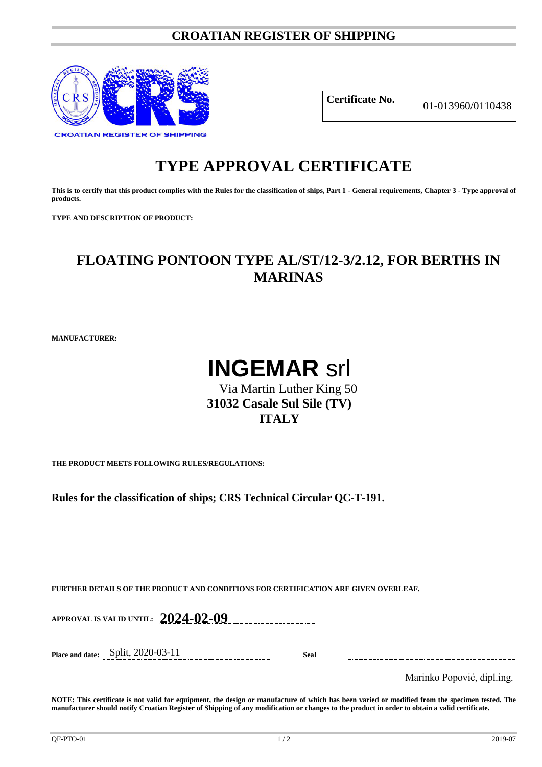# CROATIAN REGISTER OF SHIPPING

| **Certificate No.** | 01-013960/0110438 |
|---|---|

# TYPE APPROVAL CERTIFICATE

**This is to certify that this product complies with the Rules for the classification of ships, Part 1 - General requirements, Chapter 3 - Type approval of products.**

**TYPE AND DESCRIPTION OF PRODUCT:**

## FLOATING PONTOON TYPE AL/ST/12-3/2.12, FOR BERTHS IN MARINAS

**MANUFACTURER:**

# **INGEMAR** srl

Via Martin Luther King 50
**31032 Casale Sul Sile (TV)**
**ITALY**

**THE PRODUCT MEETS FOLLOWING RULES/REGULATIONS:**

**Rules for the classification of ships; CRS Technical Circular QC-T-191.**

**FURTHER DETAILS OF THE PRODUCT AND CONDITIONS FOR CERTIFICATION ARE GIVEN OVERLEAF.**

**APPROVAL IS VALID UNTIL:** **2024-02-09**

**Place and date:** Split, 2020-03-11 **Seal**

Marinko Popović, dipl.ing.

**NOTE: This certificate is not valid for equipment, the design or manufacture of which has been varied or modified from the specimen tested. The manufacturer should notify Croatian Register of Shipping of any modification or changes to the product in order to obtain a valid certificate.**

QF-PTO-01 2019-07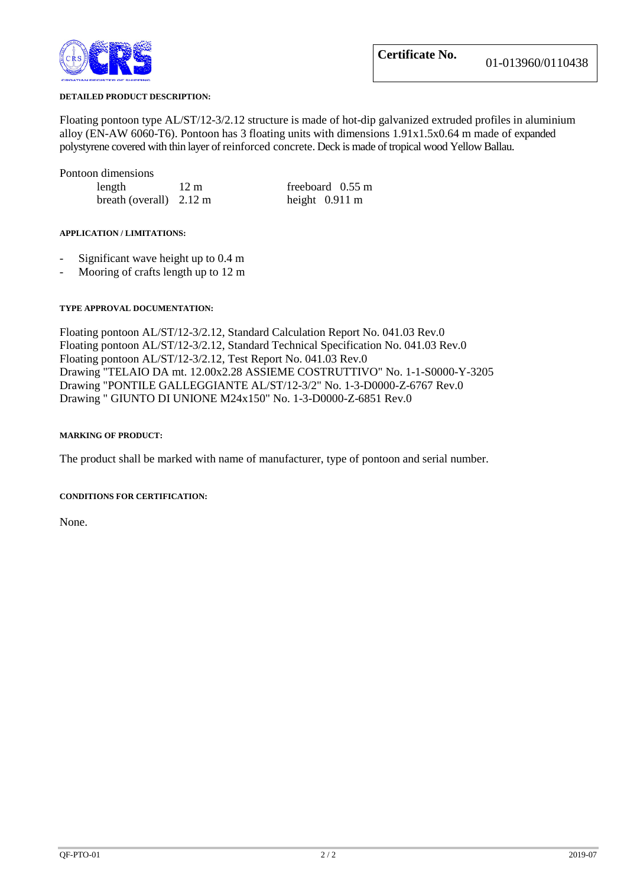**Certificate No.** 01-013960/0110438

#### DETAILED PRODUCT DESCRIPTION:

Floating pontoon type AL/ST/12-3/2.12 structure is made of hot-dip galvanized extruded profiles in aluminium alloy (EN-AW 6060-T6). Pontoon has 3 floating units with dimensions 1.91x1.5x0.64 m made of expanded polystyrene covered with thin layer of reinforced concrete. Deck is made of tropical wood Yellow Ballau.

Pontoon dimensions

| | | | |
|---|---|---|---|
| length | 12 m | freeboard | 0.55 m |
| breath (overall) | 2.12 m | height | 0.911 m |

#### APPLICATION / LIMITATIONS:

- Significant wave height up to 0.4 m
- Mooring of crafts length up to 12 m

#### TYPE APPROVAL DOCUMENTATION:

Floating pontoon AL/ST/12-3/2.12, Standard Calculation Report No. 041.03 Rev.0
Floating pontoon AL/ST/12-3/2.12, Standard Technical Specification No. 041.03 Rev.0
Floating pontoon AL/ST/12-3/2.12, Test Report No. 041.03 Rev.0
Drawing "TELAIO DA mt. 12.00x2.28 ASSIEME COSTRUTTIVO" No. 1-1-S0000-Y-3205
Drawing "PONTILE GALLEGGIANTE AL/ST/12-3/2" No. 1-3-D0000-Z-6767 Rev.0
Drawing " GIUNTO DI UNIONE M24x150" No. 1-3-D0000-Z-6851 Rev.0

#### MARKING OF PRODUCT:

The product shall be marked with name of manufacturer, type of pontoon and serial number.

#### CONDITIONS FOR CERTIFICATION:

None.